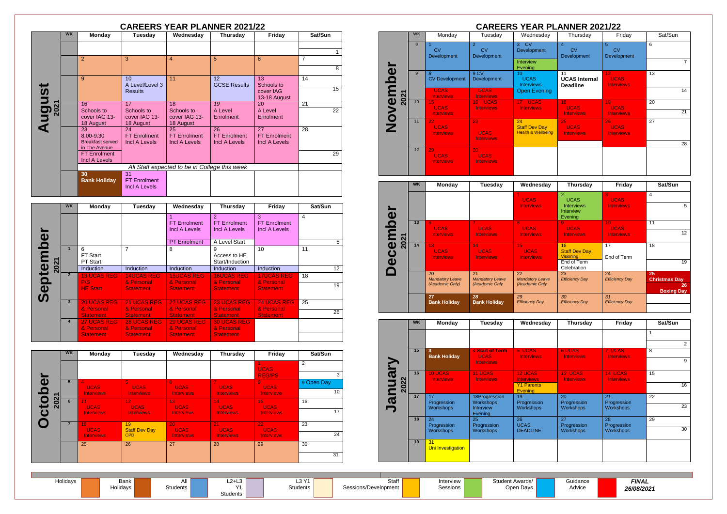# CAREERS YEAR PLANNER 2021/22

## August 2021

| WK | Monday | Tuesday | Wednesday | Thursday | Friday | Sat/Sun |
|---|---|---|---|---|---|---|
| | | | | | | 1 |
| | 2 | 3 | 4 | 5 | 6 | 7 / 8 |
| | 9 | 10 A Level/Level 3 Results | 11 | 12 GCSE Results | 13 Schools to cover IAG 13-18 August | 14 / 15 |
| | 16 Schools to cover IAG 13-18 August | 17 Schools to cover IAG 13-18 August | 18 Schools to cover IAG 13-18 August | 19 A Level Enrolment | 20 A Level Enrolment | 21 / 22 |
| | 23 8.00-9.30 Breakfast served in The Avenue; FT Enrolment Incl A Levels | 24 FT Enrolment Incl A Levels | 25 FT Enrolment Incl A Levels | 26 FT Enrolment Incl A Levels | 27 FT Enrolment Incl A Levels | 28 / 29 |
| | *All Staff expected to be in College this week* | | | | | |
| | 30 **Bank Holiday** | 31 FT Enrolment Incl A Levels | | | | |

## September 2021

| WK | Monday | Tuesday | Wednesday | Thursday | Friday | Sat/Sun |
|---|---|---|---|---|---|---|
| | | | 1 FT Enrolment Incl A Levels; PT Enrolment | 2 FT Enrolment Incl A Levels; A Level Start | 3 FT Enrolment Incl A Levels | 4 / 5 |
| 1 | 6 FT Start, PT Start; Induction | 7 Induction | 8 Induction | 9 Access to HE Start/Induction; Induction | 10 Induction | 11 / 12 |
| 2 | 13 UCAS REG P/S HE Start | 14 UCAS REG & Personal Statement | 15 UCAS REG & Personal Statement | 16 UCAS REG & Personal Statement | 17 UCAS REG & Personal Statement | 18 / 19 |
| 3 | 20 UCAS REG & Personal Statement | 21 UCAS REG & Personal Statement | 22 UCAS REG & Personal Statement | 23 UCAS REG & Personal Statement | 24 UCAS REG & Personal Statement | 25 / 26 |
| 4 | 27 UCAS REG & Personal Statement | 28 UCAS REG & Personal Statement | 29 UCAS REG & Personal Statement | 30 UCAS REG & Personal Statement | | |

## October 2021

| WK | Monday | Tuesday | Wednesday | Thursday | Friday | Sat/Sun |
|---|---|---|---|---|---|---|
| | | | | | 1 UCAS REG/PS | 2 / 3 |
| 5 | 4 UCAS Interviews | 5 UCAS Interviews | 6 UCAS Interviews | 7 UCAS Interviews | 8 UCAS Interviews | 9 Open Day / 10 |
| 6 | 11 UCAS Interviews | 12 UCAS Interviews | 13 UCAS Interviews | 14 UCAS Interviews | 15 UCAS Interviews | 16 / 17 |
| 7 | 18 UCAS Interviews | 19 Staff Dev Day CPD | 20 UCAS Interviews | 21 UCAS Interviews | 22 UCAS Interviews | 23 / 24 |
| | 25 | 26 | 27 | 28 | 29 | 30 / 31 |

## November 2021

| WK | Monday | Tuesday | Wednesday | Thursday | Friday | Sat/Sun |
|---|---|---|---|---|---|---|
| 8 | 1 CV Development | 2 CV Development | 3 CV Development; Interview Evening | 4 CV Development | 5 CV Development | 6 / 7 |
| 9 | 8 CV Development; UCAS Interviews | 9 CV Development; UCAS Interviews | 10 UCAS Interviews; Open Evening | 11 **UCAS Internal Deadline** | 12 UCAS Interviews | 13 / 14 |
| 10 | 15 UCAS Interviews | 16 UCAS Interviews | 17 UCAS Interviews | 18 UCAS Interviews | 19 UCAS Interviews | 20 / 21 |
| 11 | 22 UCAS Interviews | 23 UCAS Interviews | 24 Staff Dev Day Health & Wellbeing | 25 UCAS Interviews | 26 UCAS Interviews | 27 / 28 |
| 12 | 29 UCAS Interviews | 30 UCAS Interviews | | | | |

## December 2021

| WK | Monday | Tuesday | Wednesday | Thursday | Friday | Sat/Sun |
|---|---|---|---|---|---|---|
| | | | 1 UCAS Interviews | 2 UCAS Interviews; Interview Evening | 3 UCAS Interviews | 4 / 5 |
| 13 | 6 UCAS Interviews | 7 UCAS Interviews | 8 UCAS Interviews | 9 UCAS Interviews | 10 UCAS Interviews | 11 / 12 |
| 14 | 13 UCAS Interviews | 14 UCAS Interviews | 15 UCAS Interviews | 16 Staff Dev Day Visioning; End of Term Celebration | 17 End of Term | 18 / 19 |
| | 20 *Mandatory Leave (Academic Only)* | 21 *Mandatory Leave (Academic Only)* | 22 *Mandatory Leave (Academic Only* | 23 *Efficiency Day* | 24 *Efficiency Day* | 25 **Christmas Day** / 26 **Boxing Day** |
| | 27 **Bank Holiday** | 28 **Bank Holiday** | 29 *Efficiency Day* | 30 *Efficiency Day* | 31 *Efficiency Day* | |

## January 2022

| WK | Monday | Tuesday | Wednesday | Thursday | Friday | Sat/Sun |
|---|---|---|---|---|---|---|
| | | | | | | 1 / 2 |
| 15 | 3 **Bank Holiday** | 4 **Start of Term** UCAS Interviews | 5 UCAS Interviews | 6 UCAS Interviews | 7 UCAS Interviews | 8 / 9 |
| 16 | 10 UCAS Interviews | 11 UCAS Interviews | 12 UCAS Interviews; Y1 Parents Evening | 13 UCAS Interviews | 14 UCAS Interviews | 15 / 16 |
| 17 | 17 Progression Workshops | 18 Progression Workshops; Interview Evening | 19 Progression Workshops | 20 Progression Workshops | 21 Progression Workshops | 22 / 23 |
| 18 | 24 Progression Workshops | 25 Progression Workshops | 26 UCAS DEADLINE | 27 Progression Workshops | 28 Progression Workshops | 29 / 30 |
| 19 | 31 Uni Investigation | | | | | |

**Key:** Holidays | Bank Holidays | All Students | L2+L3 Y1 Students | L3 Y1 Students | Staff Sessions/Development | Interview Sessions | Student Awards/ Open Days | Guidance Advice

***FINAL 26/08/2021***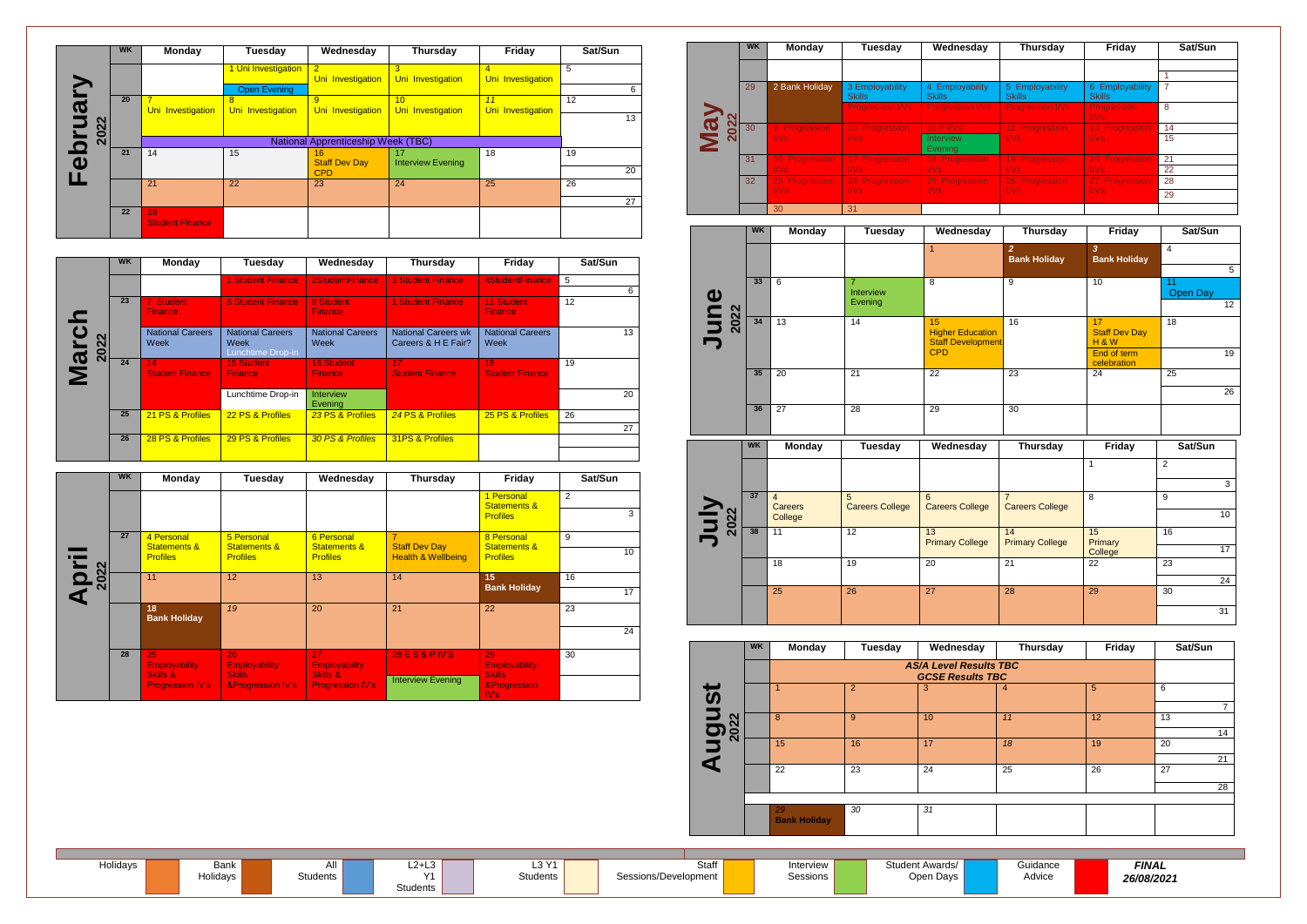## February 2022

| WK | Monday | Tuesday | Wednesday | Thursday | Friday | Sat/Sun |
|---|---|---|---|---|---|---|
| | | 1 Uni Investigation / Open Evening | 2 Uni Investigation | 3 Uni Investigation | 4 Uni Investigation | 5 / 6 |
| 20 | 7 Uni Investigation | 8 Uni Investigation | 9 Uni Investigation | 10 Uni Investigation | 11 Uni Investigation | 12 / 13 |
| | National Apprenticeship Week (TBC) | | | | | |
| 21 | 14 | 15 | 16 Staff Dev Day CPD | 17 Interview Evening | 18 | 19 / 20 |
| | 21 | 22 | 23 | 24 | 25 | 26 / 27 |
| 22 | 28 Student Finance | | | | | |

## March 2022

| WK | Monday | Tuesday | Wednesday | Thursday | Friday | Sat/Sun |
|---|---|---|---|---|---|---|
| | | 1 Student Finance | 2StudentFinance | 3 Student Finance | 4StudentFinance | 5 / 6 |
| 23 | 7 Student Finance | 8 Student Finance | 9 Student Finance | 1 Student Finance | 11 Student Finance | 12 / 13 |
| | National Careers Week | National Careers Week / Lunchtime Drop-in | National Careers Week | National Careers wk Careers & H E Fair? | National Careers Week | |
| 24 | 14 Student Finance | 15 Student Finance / Lunchtime Drop-in | 16 Student Finance / Interview Evening | 17 Student Finance | 18 Student Finance | 19 / 20 |
| 25 | 21 PS & Profiles | 22 PS & Profiles | 23 PS & Profiles | 24 PS & Profiles | 25 PS & Profiles | 26 / 27 |
| 26 | 28 PS & Profiles | 29 PS & Profiles | 30 PS & Profiles | 31PS & Profiles | | |

## April 2022

| WK | Monday | Tuesday | Wednesday | Thursday | Friday | Sat/Sun |
|---|---|---|---|---|---|---|
| | | | | | 1 Personal Statements & Profiles | 2 / 3 |
| 27 | 4 Personal Statements & Profiles | 5 Personal Statements & Profiles | 6 Personal Statements & Profiles | 7 Staff Dev Day Health & Wellbeing | 8 Personal Statements & Profiles | 9 / 10 |
| | 11 | 12 | 13 | 14 | 15 Bank Holiday | 16 / 17 |
| | 18 Bank Holiday | 19 | 20 | 21 | 22 | 23 / 24 |
| 28 | 25 Employability Skills & Progression IV's | 26 Employability Skills &Progression IV's | 27 Employability Skills & Progression IV's | 28 E S & P IV'S / Interview Evening | 29 Employability Skills &Progression IV's | 30 |

## May 2022

| WK | Monday | Tuesday | Wednesday | Thursday | Friday | Sat/Sun |
|---|---|---|---|---|---|---|
| | | | | | | 1 |
| 29 | 2 Bank Holiday | 3 Employability Skills / Progression IVs | 4 Employability Skills / Progression IVs | 5 Employability Skills / Progression IVs | 6 Employability Skills / Progression IVs | 7 / 8 |
| 30 | 9 Progression IVs | 10 Progression IVs | 11 P IVs / Interview Evening | 12 Progression IVs | 13 Progression IVs | 14 / 15 |
| 31 | 16 Progression IVs | 17 Progression IVs | 18 Progression IVs | 19 Progression IVs | 20 Progression IVs | 21 / 22 |
| 32 | 23 Progression IVs | 24 Progression IVs | 25 Progression IVs | 26 Progression IVs | 27 Progression IVs | 28 / 29 |
| | 30 | 31 | | | | |

## June 2022

| WK | Monday | Tuesday | Wednesday | Thursday | Friday | Sat/Sun |
|---|---|---|---|---|---|---|
| | | | 1 | 2 Bank Holiday | 3 Bank Holiday | 4 / 5 |
| 33 | 6 | 7 Interview Evening | 8 | 9 | 10 | 11 Open Day / 12 |
| 34 | 13 | 14 | 15 Higher Education Staff Development CPD | 16 | 17 Staff Dev Day H & W / End of term celebration | 18 / 19 |
| 35 | 20 | 21 | 22 | 23 | 24 | 25 / 26 |
| 36 | 27 | 28 | 29 | 30 | | |

## July 2022

| WK | Monday | Tuesday | Wednesday | Thursday | Friday | Sat/Sun |
|---|---|---|---|---|---|---|
| | | | | | 1 | 2 / 3 |
| 37 | 4 Careers College | 5 Careers College | 6 Careers College | 7 Careers College | 8 | 9 / 10 |
| 38 | 11 | 12 | 13 Primary College | 14 Primary College | 15 Primary College | 16 / 17 |
| | 18 | 19 | 20 | 21 | 22 | 23 / 24 |
| | 25 | 26 | 27 | 28 | 29 | 30 / 31 |

## August 2022

| WK | Monday | Tuesday | Wednesday | Thursday | Friday | Sat/Sun |
|---|---|---|---|---|---|---|
| | *AS/A Level Results TBC / GCSE Results TBC* | | | | | |
| | 1 | 2 | 3 | 4 | 5 | 6 / 7 |
| | 8 | 9 | 10 | 11 | 12 | 13 / 14 |
| | 15 | 16 | 17 | 18 | 19 | 20 / 21 |
| | 22 | 23 | 24 | 25 | 26 | 27 / 28 |
| | 29 Bank Holiday | 30 | 31 | | | |

**Key:** Holidays | Bank Holidays | All Students | L2+L3 Y1 Students | L3 Y1 Students | Staff Sessions/Development | Interview Sessions | Student Awards/ Open Days | Guidance Advice

***FINAL 26/08/2021***